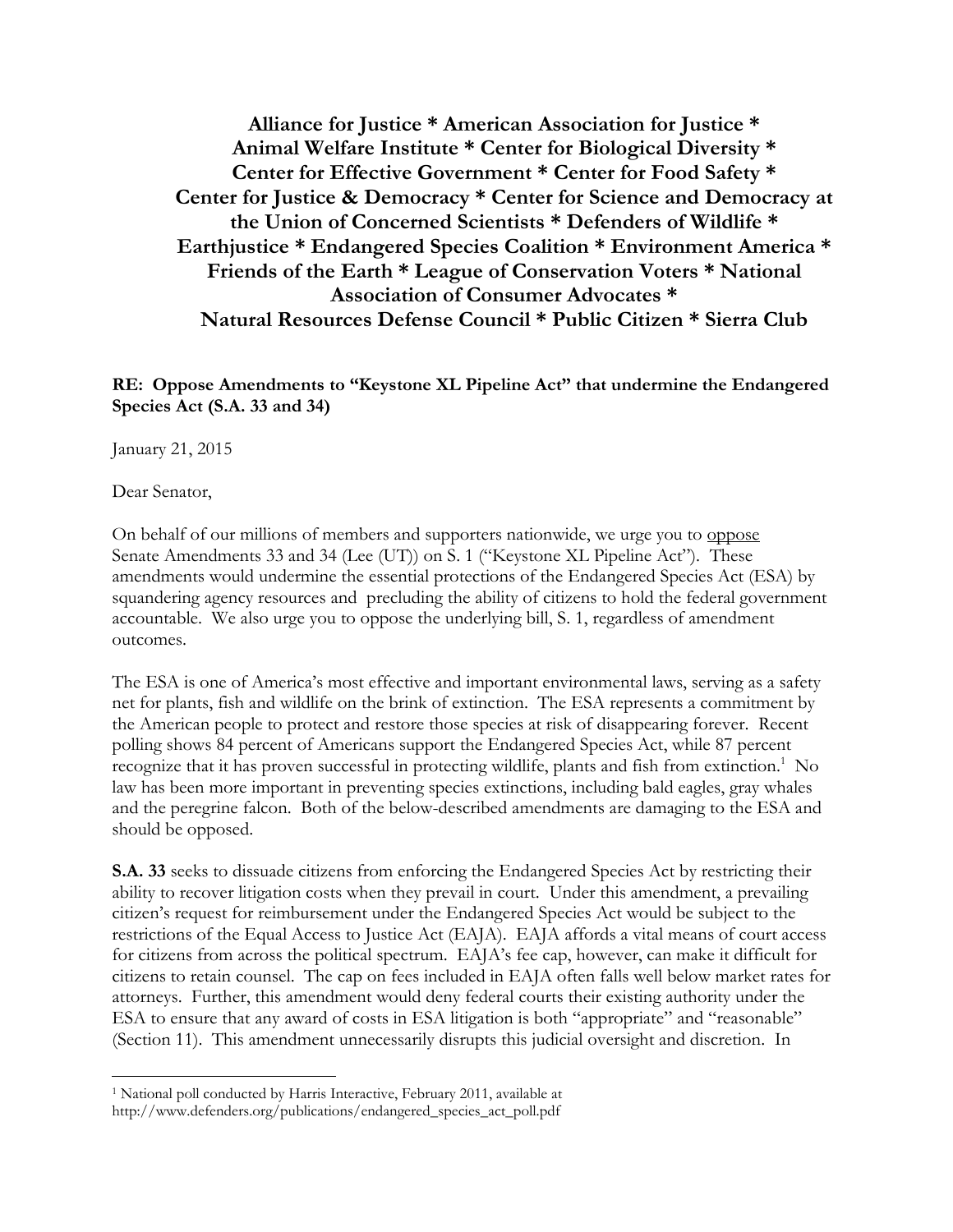**Alliance for Justice * American Association for Justice * Animal Welfare Institute * Center for Biological Diversity * Center for Effective Government * Center for Food Safety * Center for Justice & Democracy * Center for Science and Democracy at the Union of Concerned Scientists * Defenders of Wildlife * Earthjustice * Endangered Species Coalition * Environment America * Friends of the Earth * League of Conservation Voters * National Association of Consumer Advocates * Natural Resources Defense Council * Public Citizen * Sierra Club**

**RE: Oppose Amendments to "Keystone XL Pipeline Act" that undermine the Endangered Species Act (S.A. 33 and 34)**

January 21, 2015

Dear Senator,

On behalf of our millions of members and supporters nationwide, we urge you to <u>oppose</u> Senate Amendments 33 and 34 (Lee (UT)) on S. 1 ("Keystone XL Pipeline Act"). These amendments would undermine the essential protections of the Endangered Species Act (ESA) by squandering agency resources and precluding the ability of citizens to hold the federal government accountable. We also urge you to oppose the underlying bill, S. 1, regardless of amendment outcomes.

The ESA is one of America's most effective and important environmental laws, serving as a safety net for plants, fish and wildlife on the brink of extinction. The ESA represents a commitment by the American people to protect and restore those species at risk of disappearing forever. Recent polling shows 84 percent of Americans support the Endangered Species Act, while 87 percent recognize that it has proven successful in protecting wildlife, plants and fish from extinction.[1] No law has been more important in preventing species extinctions, including bald eagles, gray whales and the peregrine falcon. Both of the below-described amendments are damaging to the ESA and should be opposed.

**S.A. 33** seeks to dissuade citizens from enforcing the Endangered Species Act by restricting their ability to recover litigation costs when they prevail in court. Under this amendment, a prevailing citizen's request for reimbursement under the Endangered Species Act would be subject to the restrictions of the Equal Access to Justice Act (EAJA). EAJA affords a vital means of court access for citizens from across the political spectrum. EAJA's fee cap, however, can make it difficult for citizens to retain counsel. The cap on fees included in EAJA often falls well below market rates for attorneys. Further, this amendment would deny federal courts their existing authority under the ESA to ensure that any award of costs in ESA litigation is both "appropriate" and "reasonable" (Section 11). This amendment unnecessarily disrupts this judicial oversight and discretion. In

---

[1] National poll conducted by Harris Interactive, February 2011, available at http://www.defenders.org/publications/endangered_species_act_poll.pdf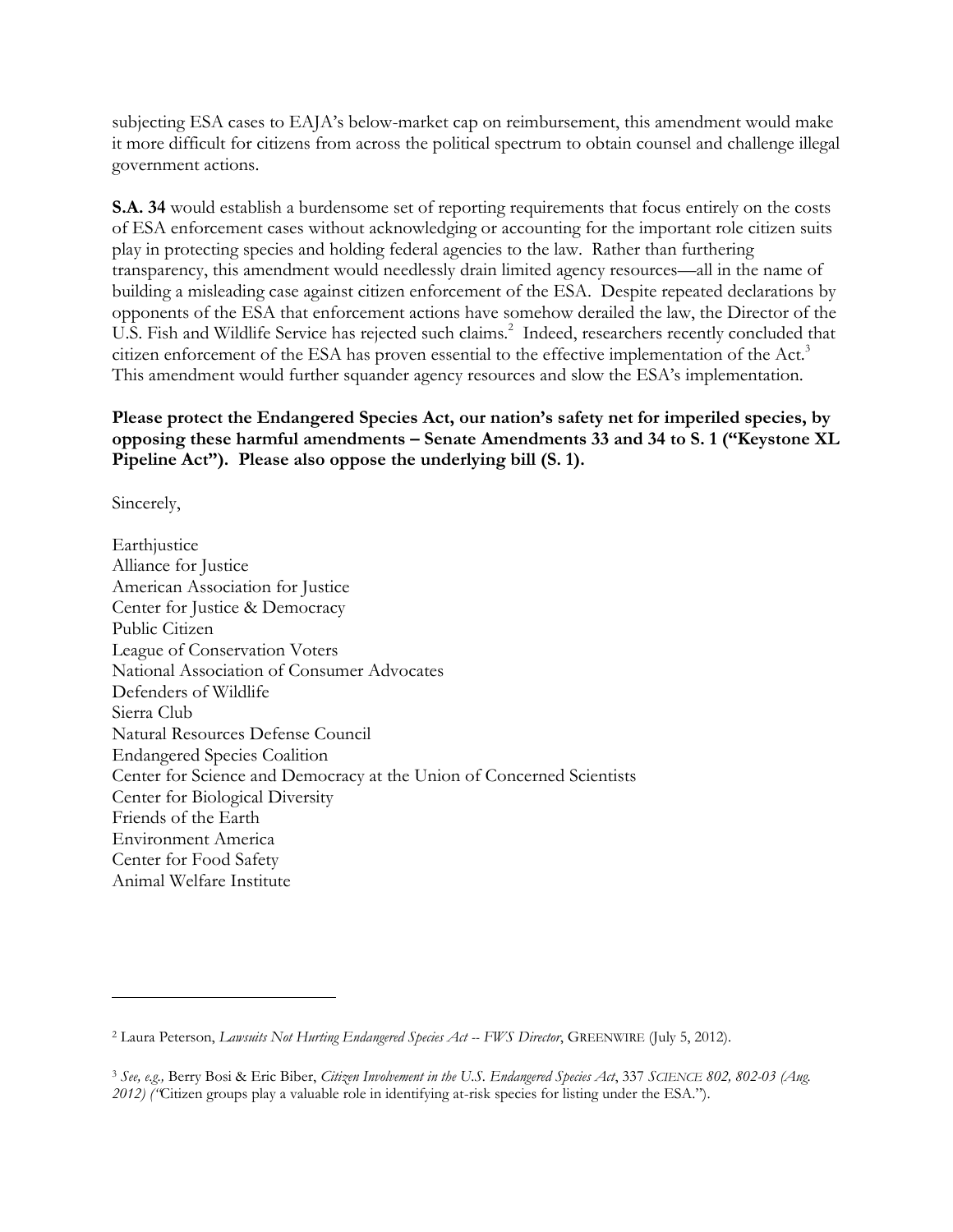subjecting ESA cases to EAJA's below-market cap on reimbursement, this amendment would make it more difficult for citizens from across the political spectrum to obtain counsel and challenge illegal government actions.

**S.A. 34** would establish a burdensome set of reporting requirements that focus entirely on the costs of ESA enforcement cases without acknowledging or accounting for the important role citizen suits play in protecting species and holding federal agencies to the law. Rather than furthering transparency, this amendment would needlessly drain limited agency resources—all in the name of building a misleading case against citizen enforcement of the ESA. Despite repeated declarations by opponents of the ESA that enforcement actions have somehow derailed the law, the Director of the U.S. Fish and Wildlife Service has rejected such claims.[2] Indeed, researchers recently concluded that citizen enforcement of the ESA has proven essential to the effective implementation of the Act.[3] This amendment would further squander agency resources and slow the ESA's implementation.

**Please protect the Endangered Species Act, our nation's safety net for imperiled species, by opposing these harmful amendments – Senate Amendments 33 and 34 to S. 1 ("Keystone XL Pipeline Act"). Please also oppose the underlying bill (S. 1).**

Sincerely,

Earthjustice  
Alliance for Justice  
American Association for Justice  
Center for Justice & Democracy  
Public Citizen  
League of Conservation Voters  
National Association of Consumer Advocates  
Defenders of Wildlife  
Sierra Club  
Natural Resources Defense Council  
Endangered Species Coalition  
Center for Science and Democracy at the Union of Concerned Scientists  
Center for Biological Diversity  
Friends of the Earth  
Environment America  
Center for Food Safety  
Animal Welfare Institute

---

[2] Laura Peterson, *Lawsuits Not Hurting Endangered Species Act -- FWS Director*, GREENWIRE (July 5, 2012).

[3] *See, e.g.,* Berry Bosi & Eric Biber, *Citizen Involvement in the U.S. Endangered Species Act*, 337 *SCIENCE 802, 802-03 (Aug. 2012) (*"Citizen groups play a valuable role in identifying at-risk species for listing under the ESA.").